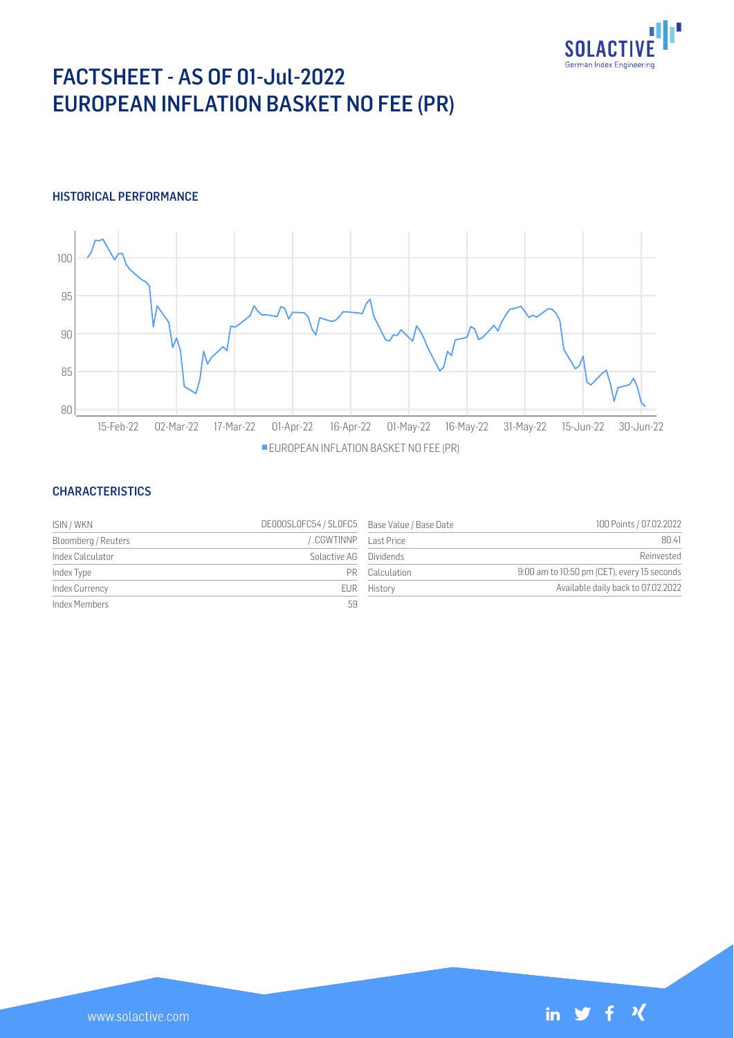# FACTSHEET - AS OF 01-Jul-2022
# EUROPEAN INFLATION BASKET NO FEE (PR)

## HISTORICAL PERFORMANCE

## CHARACTERISTICS

| | | | |
|---|---|---|---|
| ISIN / WKN | DE000SL0FC54 / SL0FC5 | Base Value / Base Date | 100 Points / 07.02.2022 |
| Bloomberg / Reuters | / .CGWTINNP | Last Price | 80.41 |
| Index Calculator | Solactive AG | Dividends | Reinvested |
| Index Type | PR | Calculation | 9:00 am to 10:50 pm (CET), every 15 seconds |
| Index Currency | EUR | History | Available daily back to 07.02.2022 |
| Index Members | 59 | | |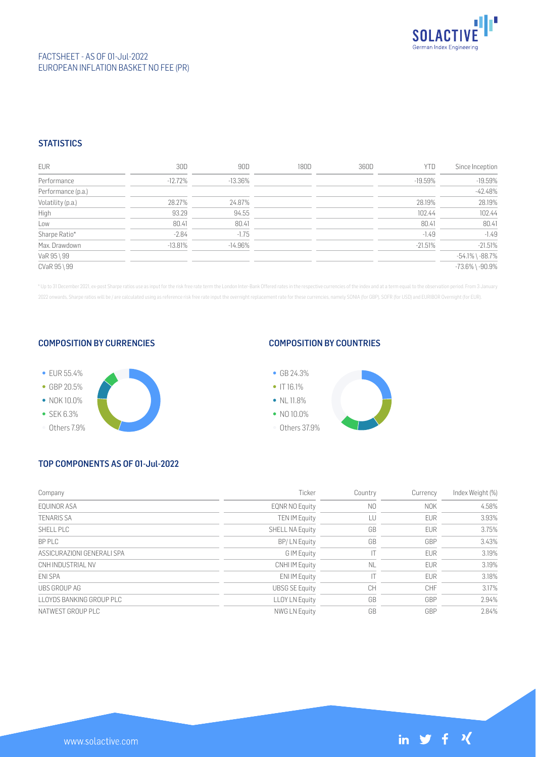FACTSHEET - AS OF 01-Jul-2022
EUROPEAN INFLATION BASKET NO FEE (PR)

## STATISTICS

| EUR | 30D | 90D | 180D | 360D | YTD | Since Inception |
|---|---|---|---|---|---|---|
| Performance | -12.72% | -13.36% | | | -19.59% | -19.59% |
| Performance (p.a.) | | | | | | -42.48% |
| Volatility (p.a.) | 28.27% | 24.87% | | | 28.19% | 28.19% |
| High | 93.29 | 94.55 | | | 102.44 | 102.44 |
| Low | 80.41 | 80.41 | | | 80.41 | 80.41 |
| Sharpe Ratio* | -2.84 | -1.75 | | | -1.49 | -1.49 |
| Max. Drawdown | -13.81% | -14.96% | | | -21.51% | -21.51% |
| VaR 95 \ 99 | | | | | | -54.1% \ -88.7% |
| CVaR 95 \ 99 | | | | | | -73.6% \ -90.9% |

* Up to 31 December 2021, ex-post Sharpe ratios use as input for the risk free rate term the London Inter-Bank Offered rates in the respective currencies of the index and at a term equal to the observation period. From 3 January 2022 onwards, Sharpe ratios will be / are calculated using as reference risk free rate input the overnight replacement rate for these currencies, namely SONIA (for GBP), SOFR (for USD) and EURIBOR Overnight (for EUR).

## COMPOSITION BY CURRENCIES

- EUR 55.4%
- GBP 20.5%
- NOK 10.0%
- SEK 6.3%
- Others 7.9%

## COMPOSITION BY COUNTRIES

- GB 24.3%
- IT 16.1%
- NL 11.8%
- NO 10.0%
- Others 37.9%

## TOP COMPONENTS AS OF 01-Jul-2022

| Company | Ticker | Country | Currency | Index Weight (%) |
|---|---|---|---|---|
| EQUINOR ASA | EQNR NO Equity | NO | NOK | 4.58% |
| TENARIS SA | TEN IM Equity | LU | EUR | 3.93% |
| SHELL PLC | SHELL NA Equity | GB | EUR | 3.75% |
| BP PLC | BP/ LN Equity | GB | GBP | 3.43% |
| ASSICURAZIONI GENERALI SPA | G IM Equity | IT | EUR | 3.19% |
| CNH INDUSTRIAL NV | CNHI IM Equity | NL | EUR | 3.19% |
| ENI SPA | ENI IM Equity | IT | EUR | 3.18% |
| UBS GROUP AG | UBSG SE Equity | CH | CHF | 3.17% |
| LLOYDS BANKING GROUP PLC | LLOY LN Equity | GB | GBP | 2.94% |
| NATWEST GROUP PLC | NWG LN Equity | GB | GBP | 2.84% |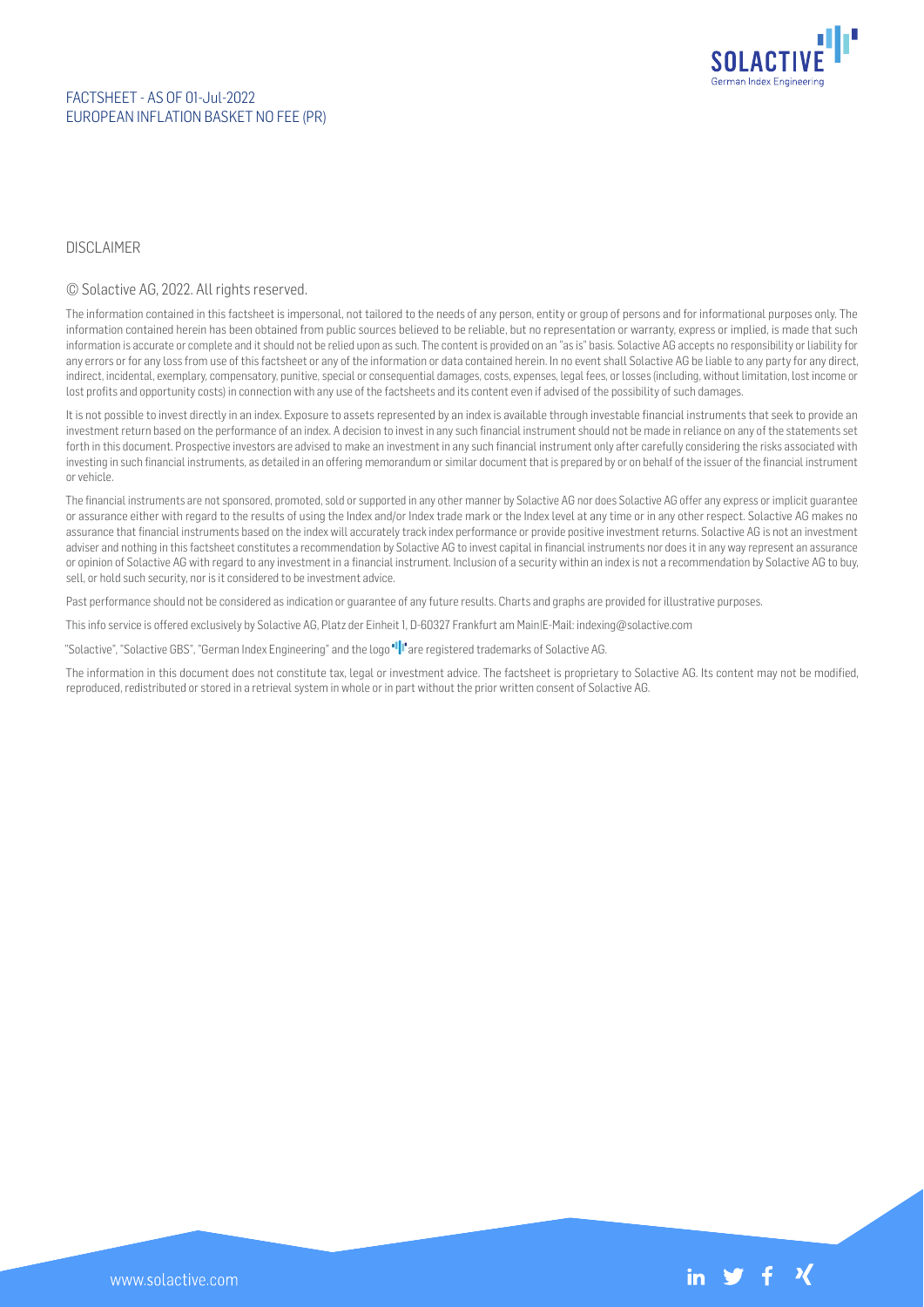## DISCLAIMER

© Solactive AG, 2022. All rights reserved.

The information contained in this factsheet is impersonal, not tailored to the needs of any person, entity or group of persons and for informational purposes only. The information contained herein has been obtained from public sources believed to be reliable, but no representation or warranty, express or implied, is made that such information is accurate or complete and it should not be relied upon as such. The content is provided on an "as is" basis. Solactive AG accepts no responsibility or liability for any errors or for any loss from use of this factsheet or any of the information or data contained herein. In no event shall Solactive AG be liable to any party for any direct, indirect, incidental, exemplary, compensatory, punitive, special or consequential damages, costs, expenses, legal fees, or losses (including, without limitation, lost income or lost profits and opportunity costs) in connection with any use of the factsheets and its content even if advised of the possibility of such damages.

It is not possible to invest directly in an index. Exposure to assets represented by an index is available through investable financial instruments that seek to provide an investment return based on the performance of an index. A decision to invest in any such financial instrument should not be made in reliance on any of the statements set forth in this document. Prospective investors are advised to make an investment in any such financial instrument only after carefully considering the risks associated with investing in such financial instruments, as detailed in an offering memorandum or similar document that is prepared by or on behalf of the issuer of the financial instrument or vehicle.

The financial instruments are not sponsored, promoted, sold or supported in any other manner by Solactive AG nor does Solactive AG offer any express or implicit guarantee or assurance either with regard to the results of using the Index and/or Index trade mark or the Index level at any time or in any other respect. Solactive AG makes no assurance that financial instruments based on the index will accurately track index performance or provide positive investment returns. Solactive AG is not an investment adviser and nothing in this factsheet constitutes a recommendation by Solactive AG to invest capital in financial instruments nor does it in any way represent an assurance or opinion of Solactive AG with regard to any investment in a financial instrument. Inclusion of a security within an index is not a recommendation by Solactive AG to buy, sell, or hold such security, nor is it considered to be investment advice.

Past performance should not be considered as indication or guarantee of any future results. Charts and graphs are provided for illustrative purposes.

This info service is offered exclusively by Solactive AG, Platz der Einheit 1, D-60327 Frankfurt am Main|E-Mail: indexing@solactive.com

"Solactive", "Solactive GBS", "German Index Engineering" and the logo are registered trademarks of Solactive AG.

The information in this document does not constitute tax, legal or investment advice. The factsheet is proprietary to Solactive AG. Its content may not be modified, reproduced, redistributed or stored in a retrieval system in whole or in part without the prior written consent of Solactive AG.